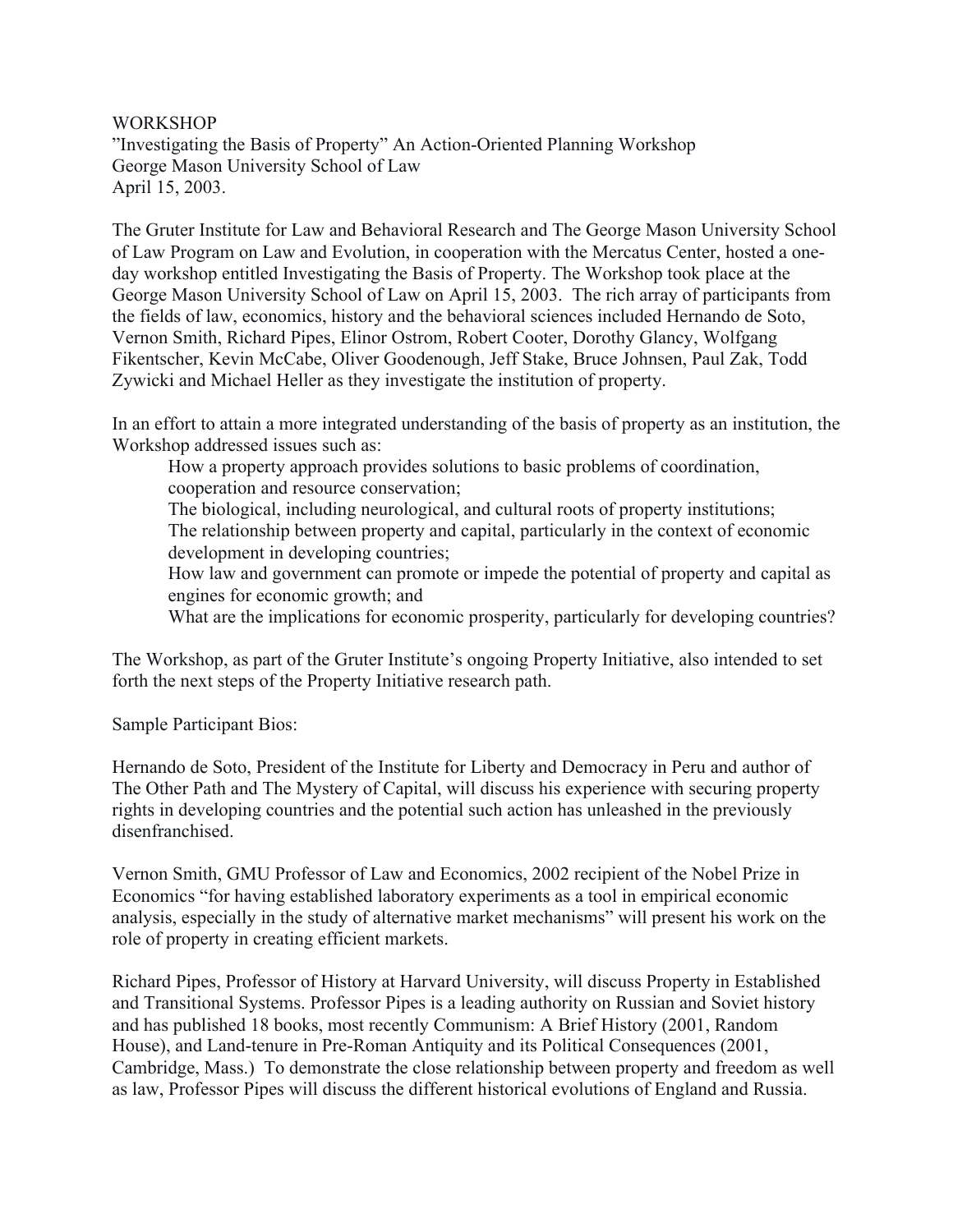WORKSHOP
"Investigating the Basis of Property" An Action-Oriented Planning Workshop
George Mason University School of Law
April 15, 2003.

The Gruter Institute for Law and Behavioral Research and The George Mason University School of Law Program on Law and Evolution, in cooperation with the Mercatus Center, hosted a one-day workshop entitled Investigating the Basis of Property. The Workshop took place at the George Mason University School of Law on April 15, 2003. The rich array of participants from the fields of law, economics, history and the behavioral sciences included Hernando de Soto, Vernon Smith, Richard Pipes, Elinor Ostrom, Robert Cooter, Dorothy Glancy, Wolfgang Fikentscher, Kevin McCabe, Oliver Goodenough, Jeff Stake, Bruce Johnsen, Paul Zak, Todd Zywicki and Michael Heller as they investigate the institution of property.

In an effort to attain a more integrated understanding of the basis of property as an institution, the Workshop addressed issues such as:

> How a property approach provides solutions to basic problems of coordination, cooperation and resource conservation;
> The biological, including neurological, and cultural roots of property institutions;
> The relationship between property and capital, particularly in the context of economic development in developing countries;
> How law and government can promote or impede the potential of property and capital as engines for economic growth; and
> What are the implications for economic prosperity, particularly for developing countries?

The Workshop, as part of the Gruter Institute's ongoing Property Initiative, also intended to set forth the next steps of the Property Initiative research path.

Sample Participant Bios:

Hernando de Soto, President of the Institute for Liberty and Democracy in Peru and author of The Other Path and The Mystery of Capital, will discuss his experience with securing property rights in developing countries and the potential such action has unleashed in the previously disenfranchised.

Vernon Smith, GMU Professor of Law and Economics, 2002 recipient of the Nobel Prize in Economics "for having established laboratory experiments as a tool in empirical economic analysis, especially in the study of alternative market mechanisms" will present his work on the role of property in creating efficient markets.

Richard Pipes, Professor of History at Harvard University, will discuss Property in Established and Transitional Systems. Professor Pipes is a leading authority on Russian and Soviet history and has published 18 books, most recently Communism: A Brief History (2001, Random House), and Land-tenure in Pre-Roman Antiquity and its Political Consequences (2001, Cambridge, Mass.) To demonstrate the close relationship between property and freedom as well as law, Professor Pipes will discuss the different historical evolutions of England and Russia.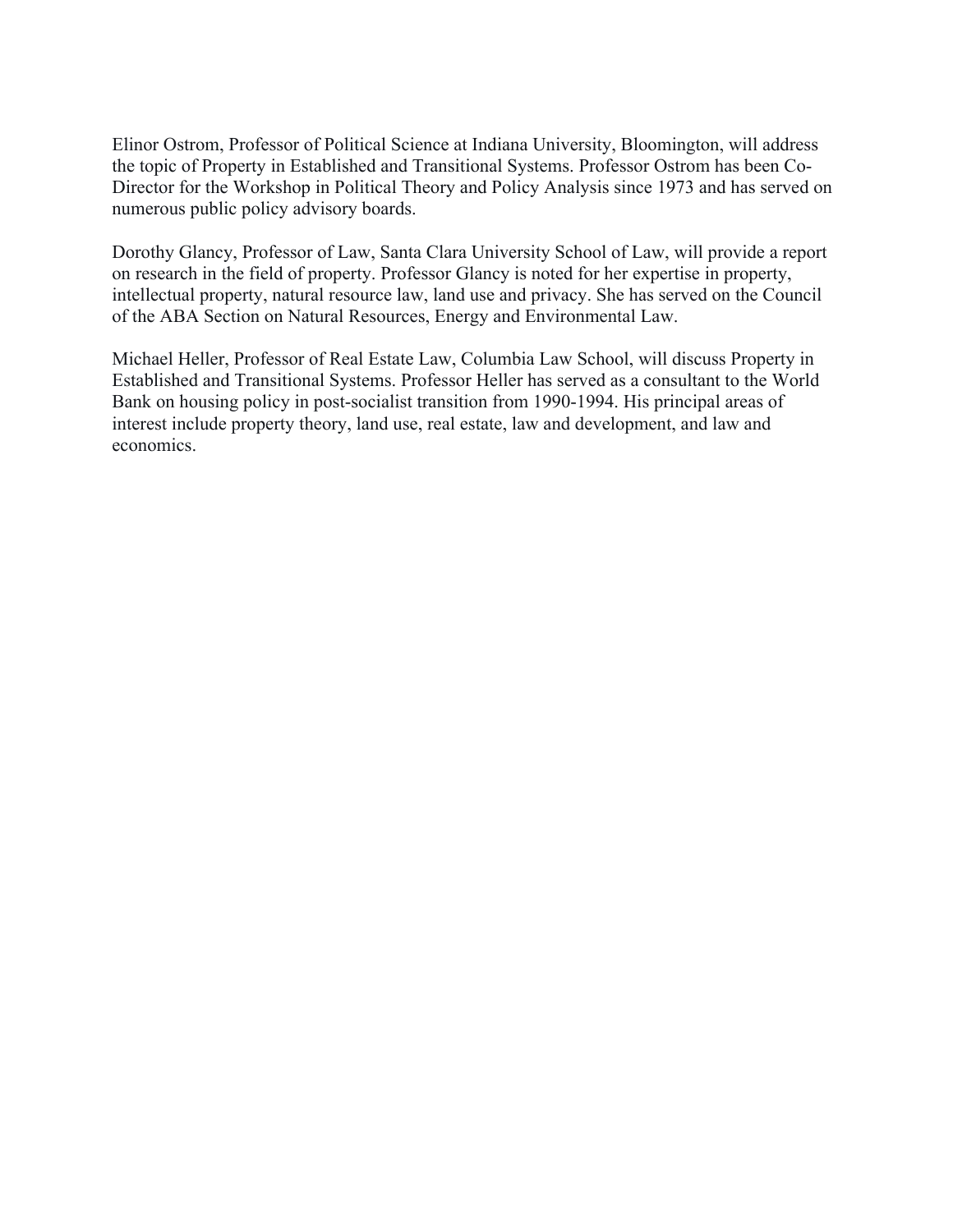Elinor Ostrom, Professor of Political Science at Indiana University, Bloomington, will address the topic of Property in Established and Transitional Systems. Professor Ostrom has been Co-Director for the Workshop in Political Theory and Policy Analysis since 1973 and has served on numerous public policy advisory boards.

Dorothy Glancy, Professor of Law, Santa Clara University School of Law, will provide a report on research in the field of property. Professor Glancy is noted for her expertise in property, intellectual property, natural resource law, land use and privacy. She has served on the Council of the ABA Section on Natural Resources, Energy and Environmental Law.

Michael Heller, Professor of Real Estate Law, Columbia Law School, will discuss Property in Established and Transitional Systems. Professor Heller has served as a consultant to the World Bank on housing policy in post-socialist transition from 1990-1994. His principal areas of interest include property theory, land use, real estate, law and development, and law and economics.